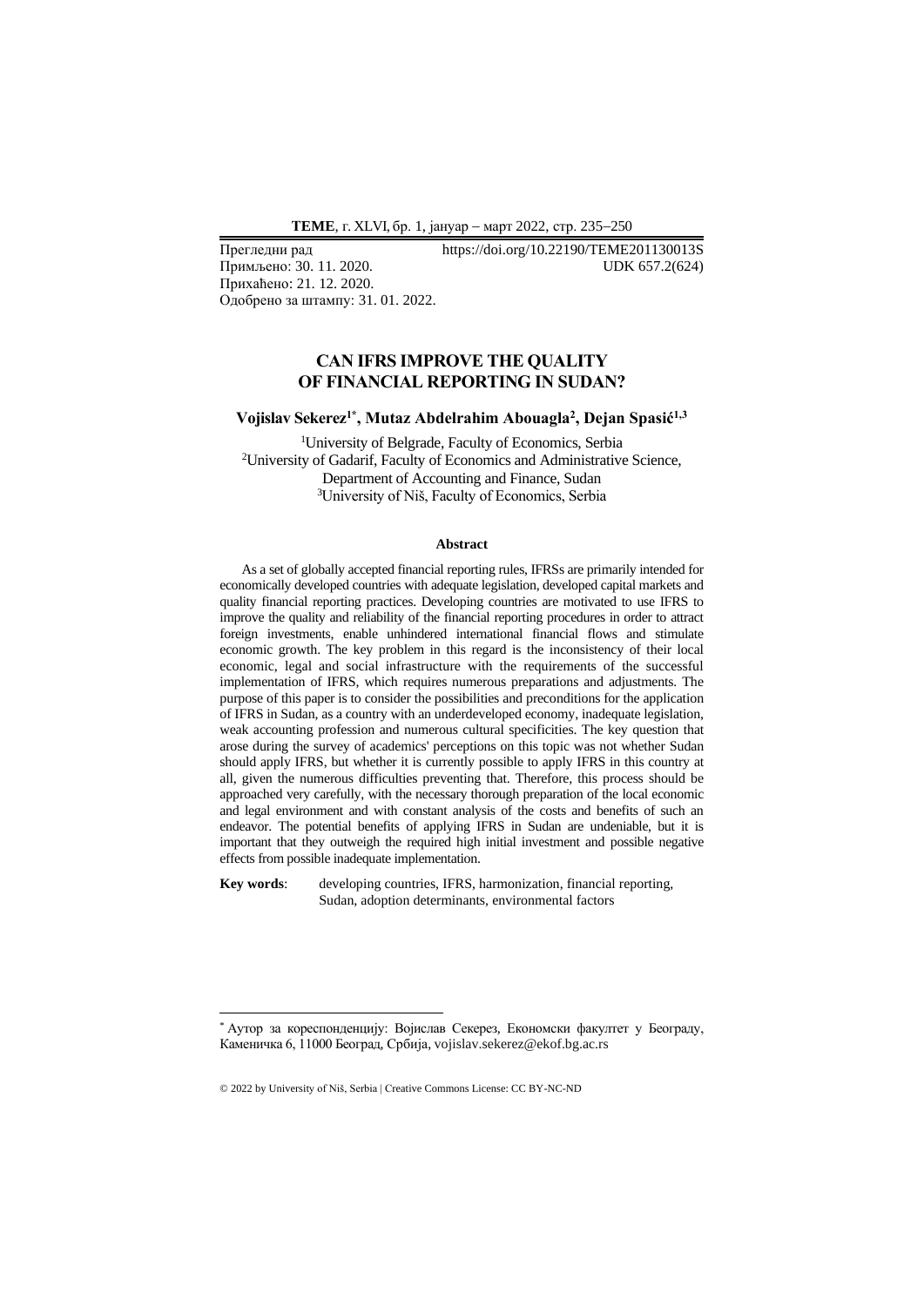Прегледни рад
Примљено: 30. 11. 2020.
Прихваћено: 21. 12. 2020.
Одобрено за штампу: 31. 01. 2022.

https://doi.org/10.22190/TEME201130013S
UDK 657.2(624)

# CAN IFRS IMPROVE THE QUALITY OF FINANCIAL REPORTING IN SUDAN?

**Vojislav Sekerez[1*], Mutaz Abdelrahim Abouagla[2], Dejan Spasić[1,3]**

[1]University of Belgrade, Faculty of Economics, Serbia
[2]University of Gadarif, Faculty of Economics and Administrative Science, Department of Accounting and Finance, Sudan
[3]University of Niš, Faculty of Economics, Serbia

### Abstract

As a set of globally accepted financial reporting rules, IFRSs are primarily intended for economically developed countries with adequate legislation, developed capital markets and quality financial reporting practices. Developing countries are motivated to use IFRS to improve the quality and reliability of the financial reporting procedures in order to attract foreign investments, enable unhindered international financial flows and stimulate economic growth. The key problem in this regard is the inconsistency of their local economic, legal and social infrastructure with the requirements of the successful implementation of IFRS, which requires numerous preparations and adjustments. The purpose of this paper is to consider the possibilities and preconditions for the application of IFRS in Sudan, as a country with an underdeveloped economy, inadequate legislation, weak accounting profession and numerous cultural specificities. The key question that arose during the survey of academics' perceptions on this topic was not whether Sudan should apply IFRS, but whether it is currently possible to apply IFRS in this country at all, given the numerous difficulties preventing that. Therefore, this process should be approached very carefully, with the necessary thorough preparation of the local economic and legal environment and with constant analysis of the costs and benefits of such an endeavor. The potential benefits of applying IFRS in Sudan are undeniable, but it is important that they outweigh the required high initial investment and possible negative effects from possible inadequate implementation.

**Key words**: developing countries, IFRS, harmonization, financial reporting, Sudan, adoption determinants, environmental factors

---

[*] Аутор за кореспонденцију: Војислав Секерез, Економски факултет у Београду, Каменичка 6, 11000 Београд, Србија, vojislav.sekerez@ekof.bg.ac.rs

© 2022 by University of Niš, Serbia | Creative Commons License: CC BY-NC-ND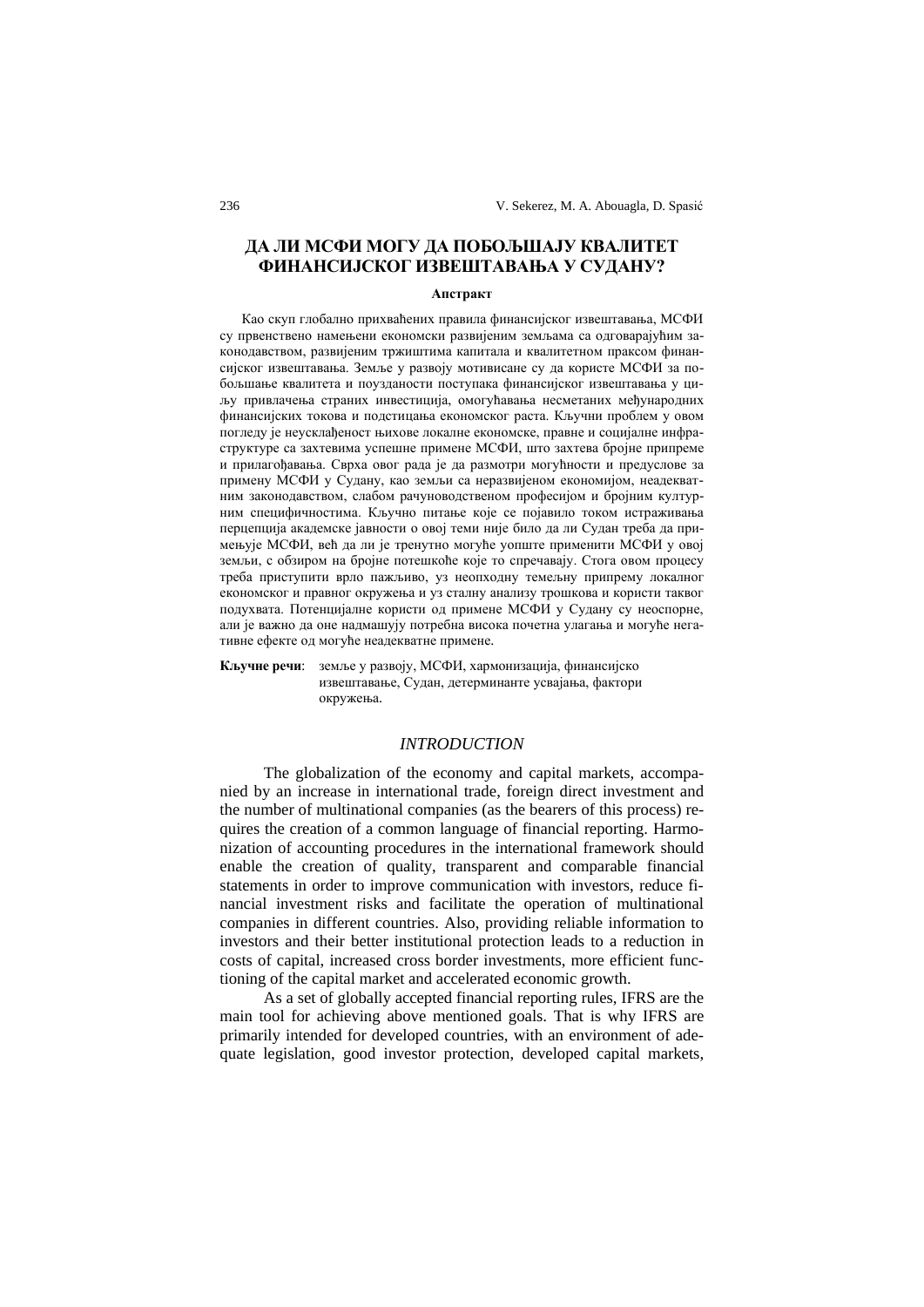## ДА ЛИ МСФИ МОГУ ДА ПОБОЉШАЈУ КВАЛИТЕТ ФИНАНСИЈСКОГ ИЗВЕШТАВАЊА У СУДАНУ?

### Апстракт

Као скуп глобално прихваћених правила финансијског извештавања, МСФИ су првенствено намењени економски развијеним земљама са одговарајућим законодавством, развијеним тржиштима капитала и квалитетном праксом финансијског извештавања. Земље у развоју мотивисане су да користе МСФИ за побољшање квалитета и поузданости поступака финансијског извештавања у циљу привлачења страних инвестиција, омогућавања несметаних међународних финансијских токова и подстицања економског раста. Кључни проблем у овом погледу је неусклађеност њихове локалне економске, правне и социјалне инфраструктуре са захтевима успешне примене МСФИ, што захтева бројне припреме и прилагођавања. Сврха овог рада је да размотри могућности и предуслове за примену МСФИ у Судану, као земљи са неразвијеном економијом, неадекватним законодавством, слабом рачуноводственом професијом и бројним културним специфичностима. Кључно питање које се појавило током истраживања перцепција академске јавности о овој теми није било да ли Судан треба да примењује МСФИ, већ да ли је тренутно могуће уопште применити МСФИ у овој земљи, с обзиром на бројне потешкоће које то спречавају. Стога овом процесу треба приступити врло пажљиво, уз неопходну темељну припрему локалног економског и правног окружења и уз сталну анализу трошкова и користи таквог подухвата. Потенцијалне користи од примене МСФИ у Судану су неоспорне, али је важно да оне надмашују потребна висока почетна улагања и могуће негативне ефекте од могуће неадекватне примене.

**Кључне речи**: земље у развоју, МСФИ, хармонизација, финансијско извештавање, Судан, детерминанте усвајања, фактори окружења.

## *INTRODUCTION*

The globalization of the economy and capital markets, accompanied by an increase in international trade, foreign direct investment and the number of multinational companies (as the bearers of this process) requires the creation of a common language of financial reporting. Harmonization of accounting procedures in the international framework should enable the creation of quality, transparent and comparable financial statements in order to improve communication with investors, reduce financial investment risks and facilitate the operation of multinational companies in different countries. Also, providing reliable information to investors and their better institutional protection leads to a reduction in costs of capital, increased cross border investments, more efficient functioning of the capital market and accelerated economic growth.

As a set of globally accepted financial reporting rules, IFRS are the main tool for achieving above mentioned goals. That is why IFRS are primarily intended for developed countries, with an environment of adequate legislation, good investor protection, developed capital markets,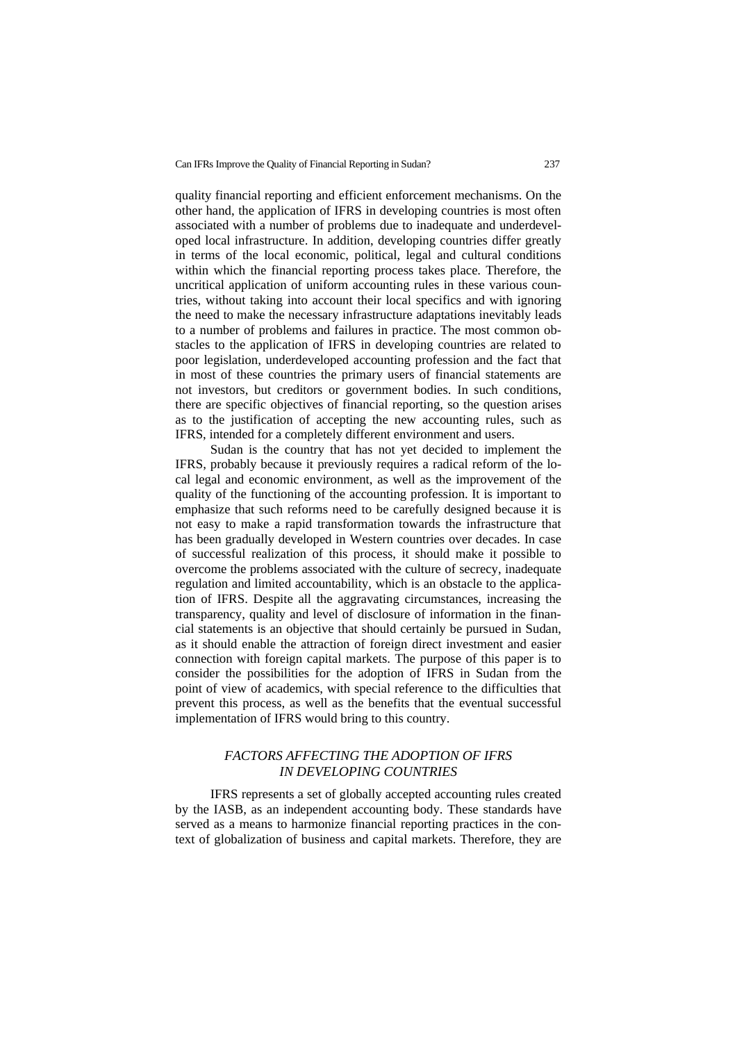quality financial reporting and efficient enforcement mechanisms. On the other hand, the application of IFRS in developing countries is most often associated with a number of problems due to inadequate and underdeveloped local infrastructure. In addition, developing countries differ greatly in terms of the local economic, political, legal and cultural conditions within which the financial reporting process takes place. Therefore, the uncritical application of uniform accounting rules in these various countries, without taking into account their local specifics and with ignoring the need to make the necessary infrastructure adaptations inevitably leads to a number of problems and failures in practice. The most common obstacles to the application of IFRS in developing countries are related to poor legislation, underdeveloped accounting profession and the fact that in most of these countries the primary users of financial statements are not investors, but creditors or government bodies. In such conditions, there are specific objectives of financial reporting, so the question arises as to the justification of accepting the new accounting rules, such as IFRS, intended for a completely different environment and users.

Sudan is the country that has not yet decided to implement the IFRS, probably because it previously requires a radical reform of the local legal and economic environment, as well as the improvement of the quality of the functioning of the accounting profession. It is important to emphasize that such reforms need to be carefully designed because it is not easy to make a rapid transformation towards the infrastructure that has been gradually developed in Western countries over decades. In case of successful realization of this process, it should make it possible to overcome the problems associated with the culture of secrecy, inadequate regulation and limited accountability, which is an obstacle to the application of IFRS. Despite all the aggravating circumstances, increasing the transparency, quality and level of disclosure of information in the financial statements is an objective that should certainly be pursued in Sudan, as it should enable the attraction of foreign direct investment and easier connection with foreign capital markets. The purpose of this paper is to consider the possibilities for the adoption of IFRS in Sudan from the point of view of academics, with special reference to the difficulties that prevent this process, as well as the benefits that the eventual successful implementation of IFRS would bring to this country.

## *FACTORS AFFECTING THE ADOPTION OF IFRS IN DEVELOPING COUNTRIES*

IFRS represents a set of globally accepted accounting rules created by the IASB, as an independent accounting body. These standards have served as a means to harmonize financial reporting practices in the context of globalization of business and capital markets. Therefore, they are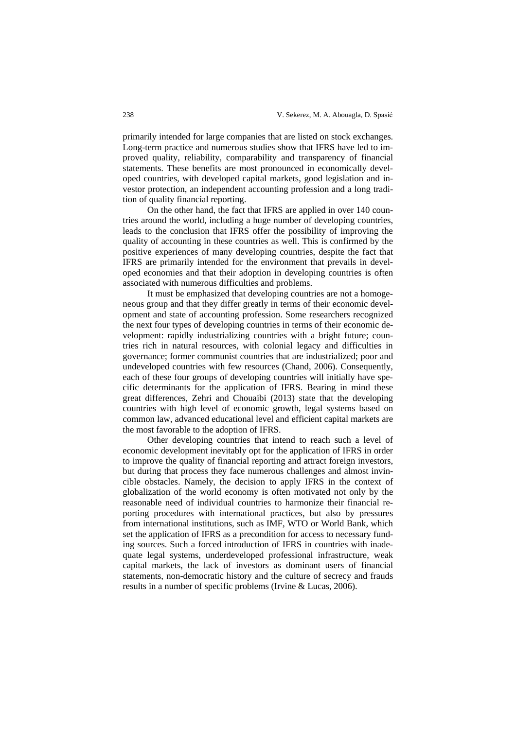primarily intended for large companies that are listed on stock exchanges. Long-term practice and numerous studies show that IFRS have led to improved quality, reliability, comparability and transparency of financial statements. These benefits are most pronounced in economically developed countries, with developed capital markets, good legislation and investor protection, an independent accounting profession and a long tradition of quality financial reporting.

On the other hand, the fact that IFRS are applied in over 140 countries around the world, including a huge number of developing countries, leads to the conclusion that IFRS offer the possibility of improving the quality of accounting in these countries as well. This is confirmed by the positive experiences of many developing countries, despite the fact that IFRS are primarily intended for the environment that prevails in developed economies and that their adoption in developing countries is often associated with numerous difficulties and problems.

It must be emphasized that developing countries are not a homogeneous group and that they differ greatly in terms of their economic development and state of accounting profession. Some researchers recognized the next four types of developing countries in terms of their economic development: rapidly industrializing countries with a bright future; countries rich in natural resources, with colonial legacy and difficulties in governance; former communist countries that are industrialized; poor and undeveloped countries with few resources (Chand, 2006). Consequently, each of these four groups of developing countries will initially have specific determinants for the application of IFRS. Bearing in mind these great differences, Zehri and Chouaibi (2013) state that the developing countries with high level of economic growth, legal systems based on common law, advanced educational level and efficient capital markets are the most favorable to the adoption of IFRS.

Other developing countries that intend to reach such a level of economic development inevitably opt for the application of IFRS in order to improve the quality of financial reporting and attract foreign investors, but during that process they face numerous challenges and almost invincible obstacles. Namely, the decision to apply IFRS in the context of globalization of the world economy is often motivated not only by the reasonable need of individual countries to harmonize their financial reporting procedures with international practices, but also by pressures from international institutions, such as IMF, WTO or World Bank, which set the application of IFRS as a precondition for access to necessary funding sources. Such a forced introduction of IFRS in countries with inadequate legal systems, underdeveloped professional infrastructure, weak capital markets, the lack of investors as dominant users of financial statements, non-democratic history and the culture of secrecy and frauds results in a number of specific problems (Irvine & Lucas, 2006).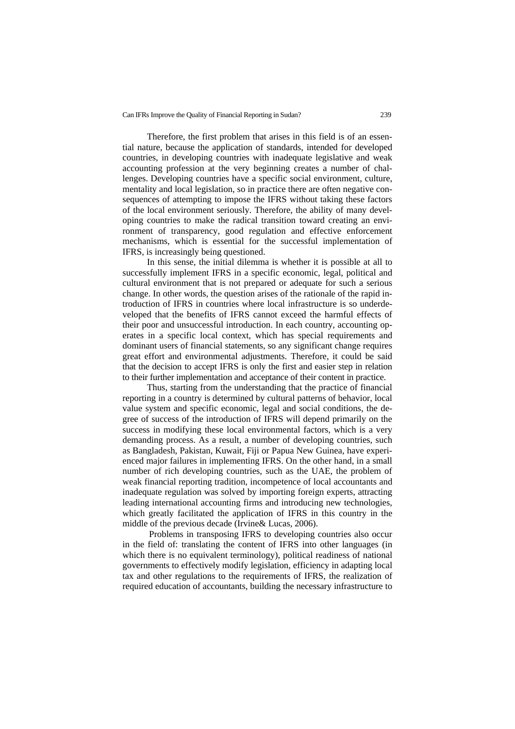Therefore, the first problem that arises in this field is of an essential nature, because the application of standards, intended for developed countries, in developing countries with inadequate legislative and weak accounting profession at the very beginning creates a number of challenges. Developing countries have a specific social environment, culture, mentality and local legislation, so in practice there are often negative consequences of attempting to impose the IFRS without taking these factors of the local environment seriously. Therefore, the ability of many developing countries to make the radical transition toward creating an environment of transparency, good regulation and effective enforcement mechanisms, which is essential for the successful implementation of IFRS, is increasingly being questioned.

In this sense, the initial dilemma is whether it is possible at all to successfully implement IFRS in a specific economic, legal, political and cultural environment that is not prepared or adequate for such a serious change. In other words, the question arises of the rationale of the rapid introduction of IFRS in countries where local infrastructure is so underdeveloped that the benefits of IFRS cannot exceed the harmful effects of their poor and unsuccessful introduction. In each country, accounting operates in a specific local context, which has special requirements and dominant users of financial statements, so any significant change requires great effort and environmental adjustments. Therefore, it could be said that the decision to accept IFRS is only the first and easier step in relation to their further implementation and acceptance of their content in practice.

Thus, starting from the understanding that the practice of financial reporting in a country is determined by cultural patterns of behavior, local value system and specific economic, legal and social conditions, the degree of success of the introduction of IFRS will depend primarily on the success in modifying these local environmental factors, which is a very demanding process. As a result, a number of developing countries, such as Bangladesh, Pakistan, Kuwait, Fiji or Papua New Guinea, have experienced major failures in implementing IFRS. On the other hand, in a small number of rich developing countries, such as the UAE, the problem of weak financial reporting tradition, incompetence of local accountants and inadequate regulation was solved by importing foreign experts, attracting leading international accounting firms and introducing new technologies, which greatly facilitated the application of IFRS in this country in the middle of the previous decade (Irvine& Lucas, 2006).

Problems in transposing IFRS to developing countries also occur in the field of: translating the content of IFRS into other languages (in which there is no equivalent terminology), political readiness of national governments to effectively modify legislation, efficiency in adapting local tax and other regulations to the requirements of IFRS, the realization of required education of accountants, building the necessary infrastructure to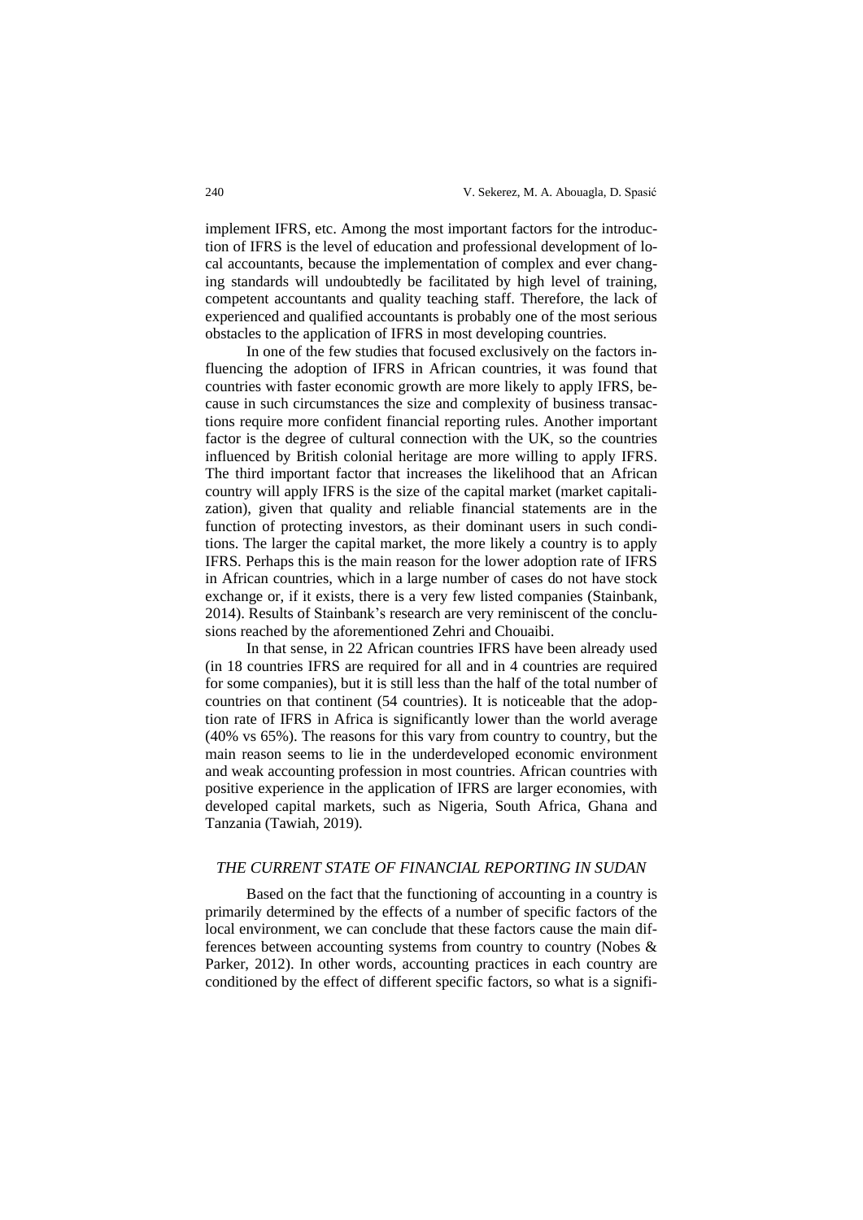implement IFRS, etc. Among the most important factors for the introduction of IFRS is the level of education and professional development of local accountants, because the implementation of complex and ever changing standards will undoubtedly be facilitated by high level of training, competent accountants and quality teaching staff. Therefore, the lack of experienced and qualified accountants is probably one of the most serious obstacles to the application of IFRS in most developing countries.

In one of the few studies that focused exclusively on the factors influencing the adoption of IFRS in African countries, it was found that countries with faster economic growth are more likely to apply IFRS, because in such circumstances the size and complexity of business transactions require more confident financial reporting rules. Another important factor is the degree of cultural connection with the UK, so the countries influenced by British colonial heritage are more willing to apply IFRS. The third important factor that increases the likelihood that an African country will apply IFRS is the size of the capital market (market capitalization), given that quality and reliable financial statements are in the function of protecting investors, as their dominant users in such conditions. The larger the capital market, the more likely a country is to apply IFRS. Perhaps this is the main reason for the lower adoption rate of IFRS in African countries, which in a large number of cases do not have stock exchange or, if it exists, there is a very few listed companies (Stainbank, 2014). Results of Stainbank's research are very reminiscent of the conclusions reached by the aforementioned Zehri and Chouaibi.

In that sense, in 22 African countries IFRS have been already used (in 18 countries IFRS are required for all and in 4 countries are required for some companies), but it is still less than the half of the total number of countries on that continent (54 countries). It is noticeable that the adoption rate of IFRS in Africa is significantly lower than the world average (40% vs 65%). The reasons for this vary from country to country, but the main reason seems to lie in the underdeveloped economic environment and weak accounting profession in most countries. African countries with positive experience in the application of IFRS are larger economies, with developed capital markets, such as Nigeria, South Africa, Ghana and Tanzania (Tawiah, 2019).

## *THE CURRENT STATE OF FINANCIAL REPORTING IN SUDAN*

Based on the fact that the functioning of accounting in a country is primarily determined by the effects of a number of specific factors of the local environment, we can conclude that these factors cause the main differences between accounting systems from country to country (Nobes & Parker, 2012). In other words, accounting practices in each country are conditioned by the effect of different specific factors, so what is a signifi-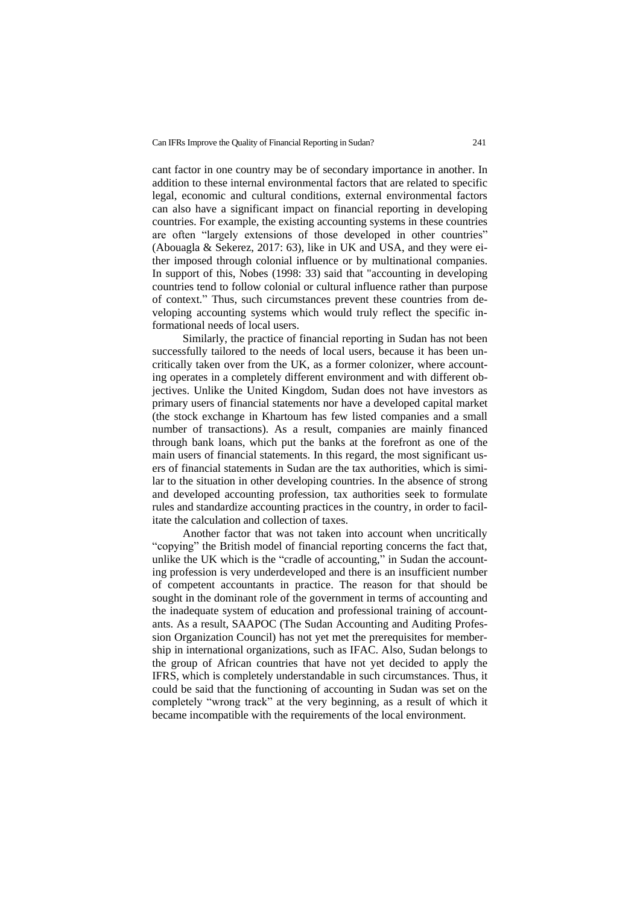cant factor in one country may be of secondary importance in another. In addition to these internal environmental factors that are related to specific legal, economic and cultural conditions, external environmental factors can also have a significant impact on financial reporting in developing countries. For example, the existing accounting systems in these countries are often "largely extensions of those developed in other countries" (Abouagla & Sekerez, 2017: 63), like in UK and USA, and they were either imposed through colonial influence or by multinational companies. In support of this, Nobes (1998: 33) said that "accounting in developing countries tend to follow colonial or cultural influence rather than purpose of context." Thus, such circumstances prevent these countries from developing accounting systems which would truly reflect the specific informational needs of local users.

Similarly, the practice of financial reporting in Sudan has not been successfully tailored to the needs of local users, because it has been uncritically taken over from the UK, as a former colonizer, where accounting operates in a completely different environment and with different objectives. Unlike the United Kingdom, Sudan does not have investors as primary users of financial statements nor have a developed capital market (the stock exchange in Khartoum has few listed companies and a small number of transactions). As a result, companies are mainly financed through bank loans, which put the banks at the forefront as one of the main users of financial statements. In this regard, the most significant users of financial statements in Sudan are the tax authorities, which is similar to the situation in other developing countries. In the absence of strong and developed accounting profession, tax authorities seek to formulate rules and standardize accounting practices in the country, in order to facilitate the calculation and collection of taxes.

Another factor that was not taken into account when uncritically "copying" the British model of financial reporting concerns the fact that, unlike the UK which is the "cradle of accounting," in Sudan the accounting profession is very underdeveloped and there is an insufficient number of competent accountants in practice. The reason for that should be sought in the dominant role of the government in terms of accounting and the inadequate system of education and professional training of accountants. As a result, SAAPOC (The Sudan Accounting and Auditing Profession Organization Council) has not yet met the prerequisites for membership in international organizations, such as IFAC. Also, Sudan belongs to the group of African countries that have not yet decided to apply the IFRS, which is completely understandable in such circumstances. Thus, it could be said that the functioning of accounting in Sudan was set on the completely "wrong track" at the very beginning, as a result of which it became incompatible with the requirements of the local environment.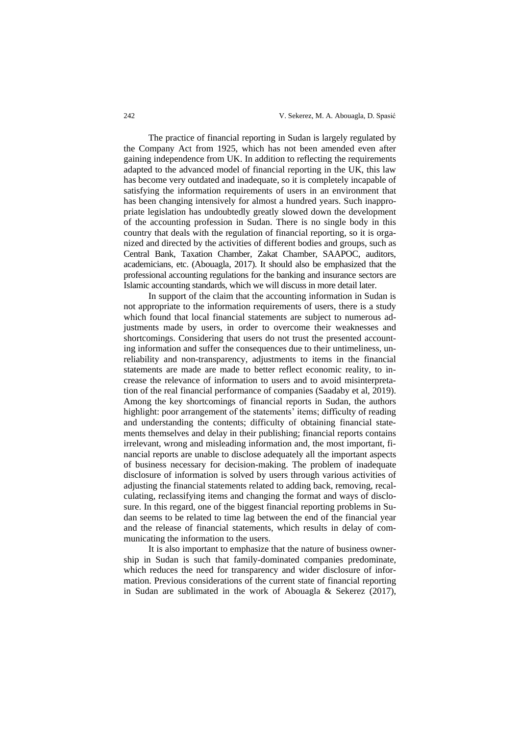The practice of financial reporting in Sudan is largely regulated by the Company Act from 1925, which has not been amended even after gaining independence from UK. In addition to reflecting the requirements adapted to the advanced model of financial reporting in the UK, this law has become very outdated and inadequate, so it is completely incapable of satisfying the information requirements of users in an environment that has been changing intensively for almost a hundred years. Such inappropriate legislation has undoubtedly greatly slowed down the development of the accounting profession in Sudan. There is no single body in this country that deals with the regulation of financial reporting, so it is organized and directed by the activities of different bodies and groups, such as Central Bank, Taxation Chamber, Zakat Chamber, SAAPOC, auditors, academicians, etc. (Abouagla, 2017). It should also be emphasized that the professional accounting regulations for the banking and insurance sectors are Islamic accounting standards, which we will discuss in more detail later.

In support of the claim that the accounting information in Sudan is not appropriate to the information requirements of users, there is a study which found that local financial statements are subject to numerous adjustments made by users, in order to overcome their weaknesses and shortcomings. Considering that users do not trust the presented accounting information and suffer the consequences due to their untimeliness, unreliability and non-transparency, adjustments to items in the financial statements are made are made to better reflect economic reality, to increase the relevance of information to users and to avoid misinterpretation of the real financial performance of companies (Saadaby et al, 2019). Among the key shortcomings of financial reports in Sudan, the authors highlight: poor arrangement of the statements' items; difficulty of reading and understanding the contents; difficulty of obtaining financial statements themselves and delay in their publishing; financial reports contains irrelevant, wrong and misleading information and, the most important, financial reports are unable to disclose adequately all the important aspects of business necessary for decision-making. The problem of inadequate disclosure of information is solved by users through various activities of adjusting the financial statements related to adding back, removing, recalculating, reclassifying items and changing the format and ways of disclosure. In this regard, one of the biggest financial reporting problems in Sudan seems to be related to time lag between the end of the financial year and the release of financial statements, which results in delay of communicating the information to the users.

It is also important to emphasize that the nature of business ownership in Sudan is such that family-dominated companies predominate, which reduces the need for transparency and wider disclosure of information. Previous considerations of the current state of financial reporting in Sudan are sublimated in the work of Abouagla & Sekerez (2017),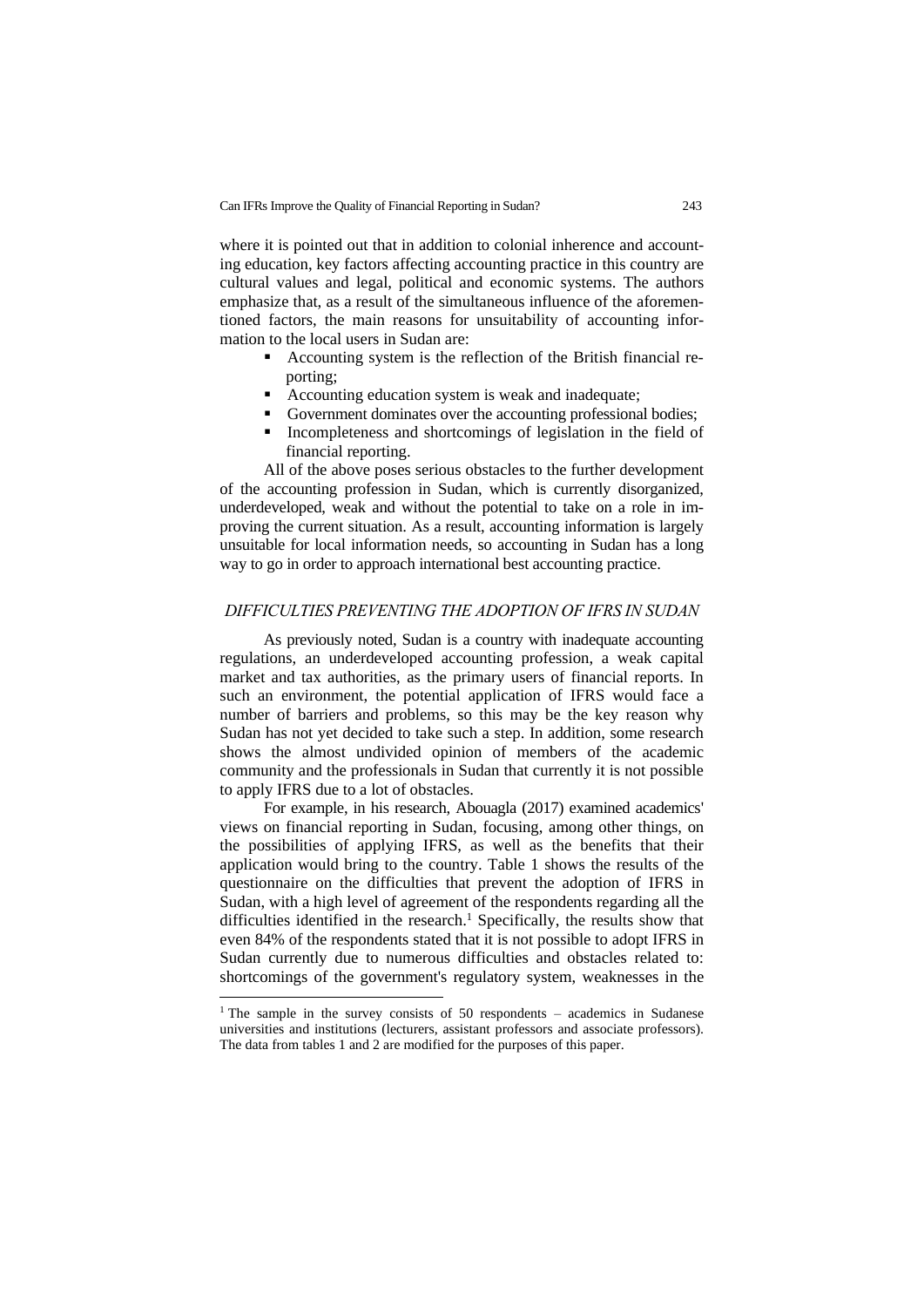where it is pointed out that in addition to colonial inherence and accounting education, key factors affecting accounting practice in this country are cultural values and legal, political and economic systems. The authors emphasize that, as a result of the simultaneous influence of the aforementioned factors, the main reasons for unsuitability of accounting information to the local users in Sudan are:

- Accounting system is the reflection of the British financial reporting;
- Accounting education system is weak and inadequate;
- Government dominates over the accounting professional bodies;
- Incompleteness and shortcomings of legislation in the field of financial reporting.

All of the above poses serious obstacles to the further development of the accounting profession in Sudan, which is currently disorganized, underdeveloped, weak and without the potential to take on a role in improving the current situation. As a result, accounting information is largely unsuitable for local information needs, so accounting in Sudan has a long way to go in order to approach international best accounting practice.

## *DIFFICULTIES PREVENTING THE ADOPTION OF IFRS IN SUDAN*

As previously noted, Sudan is a country with inadequate accounting regulations, an underdeveloped accounting profession, a weak capital market and tax authorities, as the primary users of financial reports. In such an environment, the potential application of IFRS would face a number of barriers and problems, so this may be the key reason why Sudan has not yet decided to take such a step. In addition, some research shows the almost undivided opinion of members of the academic community and the professionals in Sudan that currently it is not possible to apply IFRS due to a lot of obstacles.

For example, in his research, Abouagla (2017) examined academics' views on financial reporting in Sudan, focusing, among other things, on the possibilities of applying IFRS, as well as the benefits that their application would bring to the country. Table 1 shows the results of the questionnaire on the difficulties that prevent the adoption of IFRS in Sudan, with a high level of agreement of the respondents regarding all the difficulties identified in the research.[1] Specifically, the results show that even 84% of the respondents stated that it is not possible to adopt IFRS in Sudan currently due to numerous difficulties and obstacles related to: shortcomings of the government's regulatory system, weaknesses in the

---

[1] The sample in the survey consists of 50 respondents – academics in Sudanese universities and institutions (lecturers, assistant professors and associate professors). The data from tables 1 and 2 are modified for the purposes of this paper.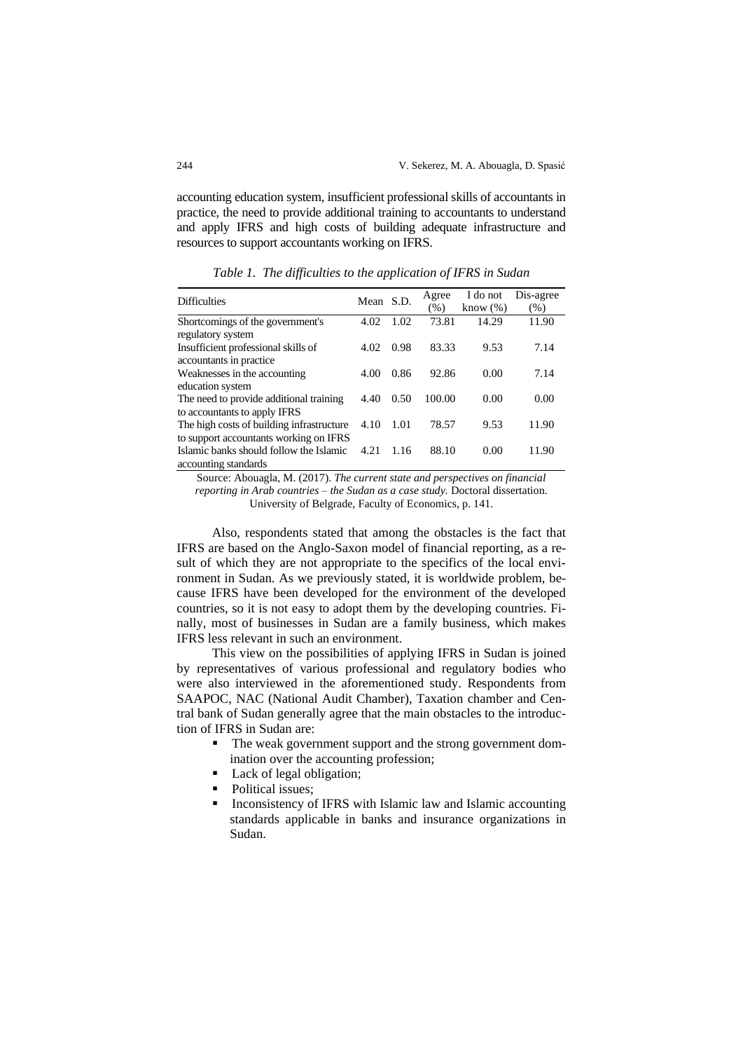accounting education system, insufficient professional skills of accountants in practice, the need to provide additional training to accountants to understand and apply IFRS and high costs of building adequate infrastructure and resources to support accountants working on IFRS.

*Table 1. The difficulties to the application of IFRS in Sudan*

| Difficulties | Mean | S.D. | Agree (%) | I do not know (%) | Dis-agree (%) |
|---|---|---|---|---|---|
| Shortcomings of the government's regulatory system | 4.02 | 1.02 | 73.81 | 14.29 | 11.90 |
| Insufficient professional skills of accountants in practice | 4.02 | 0.98 | 83.33 | 9.53 | 7.14 |
| Weaknesses in the accounting education system | 4.00 | 0.86 | 92.86 | 0.00 | 7.14 |
| The need to provide additional training to accountants to apply IFRS | 4.40 | 0.50 | 100.00 | 0.00 | 0.00 |
| The high costs of building infrastructure to support accountants working on IFRS | 4.10 | 1.01 | 78.57 | 9.53 | 11.90 |
| Islamic banks should follow the Islamic accounting standards | 4.21 | 1.16 | 88.10 | 0.00 | 11.90 |

Source: Abouagla, M. (2017). *The current state and perspectives on financial reporting in Arab countries – the Sudan as a case study.* Doctoral dissertation. University of Belgrade, Faculty of Economics, p. 141.

Also, respondents stated that among the obstacles is the fact that IFRS are based on the Anglo-Saxon model of financial reporting, as a result of which they are not appropriate to the specifics of the local environment in Sudan. As we previously stated, it is worldwide problem, because IFRS have been developed for the environment of the developed countries, so it is not easy to adopt them by the developing countries. Finally, most of businesses in Sudan are a family business, which makes IFRS less relevant in such an environment.

This view on the possibilities of applying IFRS in Sudan is joined by representatives of various professional and regulatory bodies who were also interviewed in the aforementioned study. Respondents from SAAPOC, NAC (National Audit Chamber), Taxation chamber and Central bank of Sudan generally agree that the main obstacles to the introduction of IFRS in Sudan are:

- The weak government support and the strong government domination over the accounting profession;
- Lack of legal obligation;
- Political issues;
- Inconsistency of IFRS with Islamic law and Islamic accounting standards applicable in banks and insurance organizations in Sudan.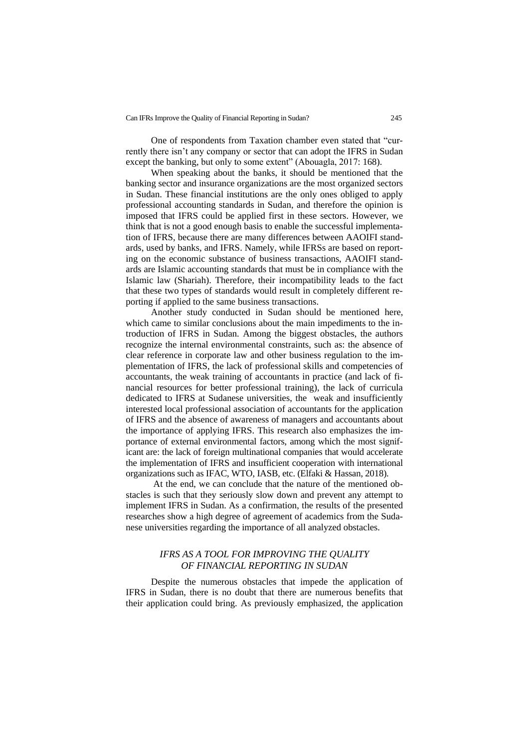One of respondents from Taxation chamber even stated that "currently there isn't any company or sector that can adopt the IFRS in Sudan except the banking, but only to some extent" (Abouagla, 2017: 168).

When speaking about the banks, it should be mentioned that the banking sector and insurance organizations are the most organized sectors in Sudan. These financial institutions are the only ones obliged to apply professional accounting standards in Sudan, and therefore the opinion is imposed that IFRS could be applied first in these sectors. However, we think that is not a good enough basis to enable the successful implementation of IFRS, because there are many differences between AAOIFI standards, used by banks, and IFRS. Namely, while IFRSs are based on reporting on the economic substance of business transactions, AAOIFI standards are Islamic accounting standards that must be in compliance with the Islamic law (Shariah). Therefore, their incompatibility leads to the fact that these two types of standards would result in completely different reporting if applied to the same business transactions.

Another study conducted in Sudan should be mentioned here, which came to similar conclusions about the main impediments to the introduction of IFRS in Sudan. Among the biggest obstacles, the authors recognize the internal environmental constraints, such as: the absence of clear reference in corporate law and other business regulation to the implementation of IFRS, the lack of professional skills and competencies of accountants, the weak training of accountants in practice (and lack of financial resources for better professional training), the lack of curricula dedicated to IFRS at Sudanese universities, the weak and insufficiently interested local professional association of accountants for the application of IFRS and the absence of awareness of managers and accountants about the importance of applying IFRS. This research also emphasizes the importance of external environmental factors, among which the most significant are: the lack of foreign multinational companies that would accelerate the implementation of IFRS and insufficient cooperation with international organizations such as IFAC, WTO, IASB, etc. (Elfaki & Hassan, 2018).

At the end, we can conclude that the nature of the mentioned obstacles is such that they seriously slow down and prevent any attempt to implement IFRS in Sudan. As a confirmation, the results of the presented researches show a high degree of agreement of academics from the Sudanese universities regarding the importance of all analyzed obstacles.

## *IFRS AS A TOOL FOR IMPROVING THE QUALITY OF FINANCIAL REPORTING IN SUDAN*

Despite the numerous obstacles that impede the application of IFRS in Sudan, there is no doubt that there are numerous benefits that their application could bring. As previously emphasized, the application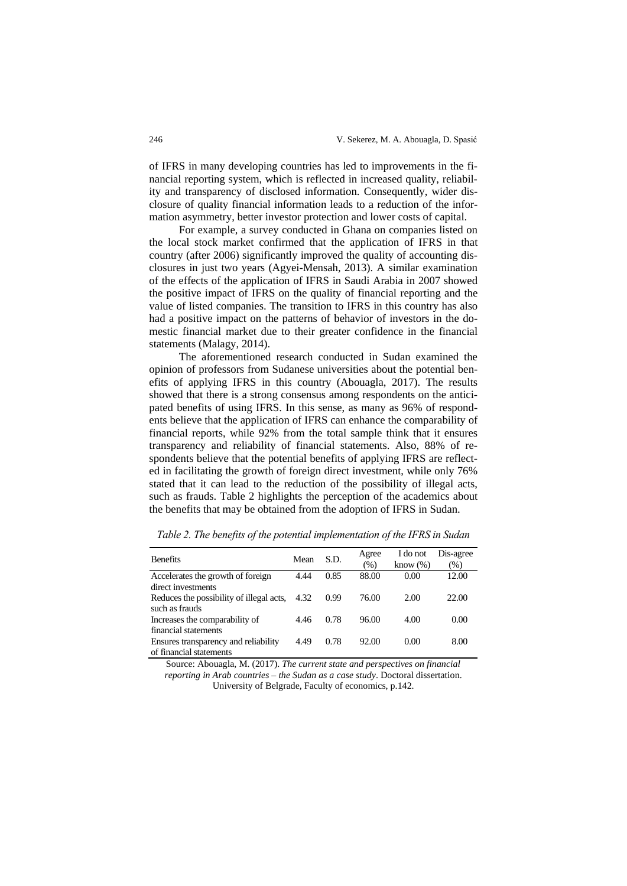of IFRS in many developing countries has led to improvements in the financial reporting system, which is reflected in increased quality, reliability and transparency of disclosed information. Consequently, wider disclosure of quality financial information leads to a reduction of the information asymmetry, better investor protection and lower costs of capital.

For example, a survey conducted in Ghana on companies listed on the local stock market confirmed that the application of IFRS in that country (after 2006) significantly improved the quality of accounting disclosures in just two years (Agyei-Mensah, 2013). A similar examination of the effects of the application of IFRS in Saudi Arabia in 2007 showed the positive impact of IFRS on the quality of financial reporting and the value of listed companies. The transition to IFRS in this country has also had a positive impact on the patterns of behavior of investors in the domestic financial market due to their greater confidence in the financial statements (Malagy, 2014).

The aforementioned research conducted in Sudan examined the opinion of professors from Sudanese universities about the potential benefits of applying IFRS in this country (Abouagla, 2017). The results showed that there is a strong consensus among respondents on the anticipated benefits of using IFRS. In this sense, as many as 96% of respondents believe that the application of IFRS can enhance the comparability of financial reports, while 92% from the total sample think that it ensures transparency and reliability of financial statements. Also, 88% of respondents believe that the potential benefits of applying IFRS are reflected in facilitating the growth of foreign direct investment, while only 76% stated that it can lead to the reduction of the possibility of illegal acts, such as frauds. Table 2 highlights the perception of the academics about the benefits that may be obtained from the adoption of IFRS in Sudan.

*Table 2. The benefits of the potential implementation of the IFRS in Sudan*

| Benefits | Mean | S.D. | Agree (%) | I do not know (%) | Dis-agree (%) |
|---|---|---|---|---|---|
| Accelerates the growth of foreign direct investments | 4.44 | 0.85 | 88.00 | 0.00 | 12.00 |
| Reduces the possibility of illegal acts, such as frauds | 4.32 | 0.99 | 76.00 | 2.00 | 22.00 |
| Increases the comparability of financial statements | 4.46 | 0.78 | 96.00 | 4.00 | 0.00 |
| Ensures transparency and reliability of financial statements | 4.49 | 0.78 | 92.00 | 0.00 | 8.00 |

Source: Abouagla, M. (2017). *The current state and perspectives on financial reporting in Arab countries – the Sudan as a case study*. Doctoral dissertation. University of Belgrade, Faculty of economics, p.142.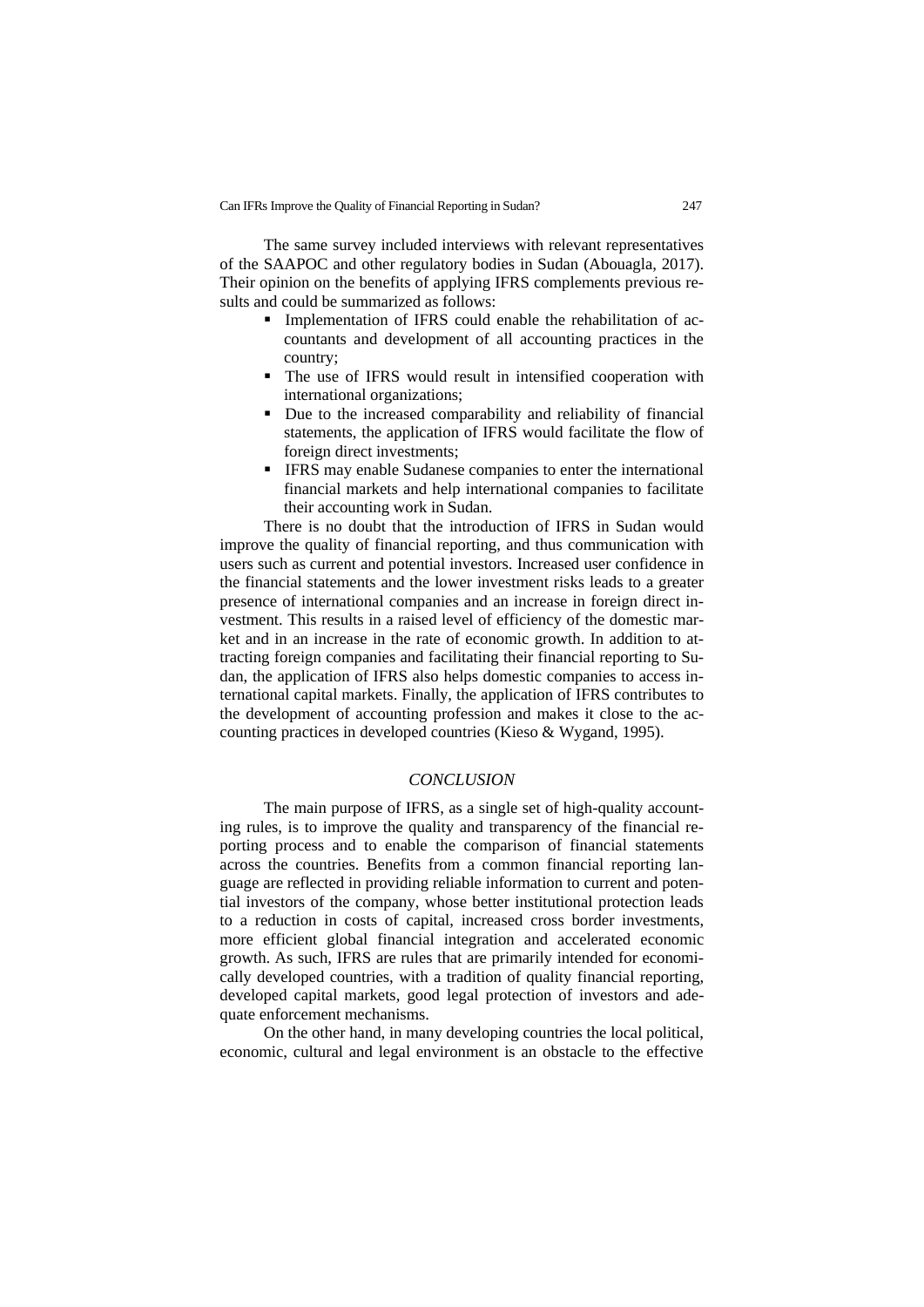The same survey included interviews with relevant representatives of the SAAPOC and other regulatory bodies in Sudan (Abouagla, 2017). Their opinion on the benefits of applying IFRS complements previous results and could be summarized as follows:

- Implementation of IFRS could enable the rehabilitation of accountants and development of all accounting practices in the country;
- The use of IFRS would result in intensified cooperation with international organizations;
- Due to the increased comparability and reliability of financial statements, the application of IFRS would facilitate the flow of foreign direct investments;
- IFRS may enable Sudanese companies to enter the international financial markets and help international companies to facilitate their accounting work in Sudan.

There is no doubt that the introduction of IFRS in Sudan would improve the quality of financial reporting, and thus communication with users such as current and potential investors. Increased user confidence in the financial statements and the lower investment risks leads to a greater presence of international companies and an increase in foreign direct investment. This results in a raised level of efficiency of the domestic market and in an increase in the rate of economic growth. In addition to attracting foreign companies and facilitating their financial reporting to Sudan, the application of IFRS also helps domestic companies to access international capital markets. Finally, the application of IFRS contributes to the development of accounting profession and makes it close to the accounting practices in developed countries (Kieso & Wygand, 1995).

## *CONCLUSION*

The main purpose of IFRS, as a single set of high-quality accounting rules, is to improve the quality and transparency of the financial reporting process and to enable the comparison of financial statements across the countries. Benefits from a common financial reporting language are reflected in providing reliable information to current and potential investors of the company, whose better institutional protection leads to a reduction in costs of capital, increased cross border investments, more efficient global financial integration and accelerated economic growth. As such, IFRS are rules that are primarily intended for economically developed countries, with a tradition of quality financial reporting, developed capital markets, good legal protection of investors and adequate enforcement mechanisms.

On the other hand, in many developing countries the local political, economic, cultural and legal environment is an obstacle to the effective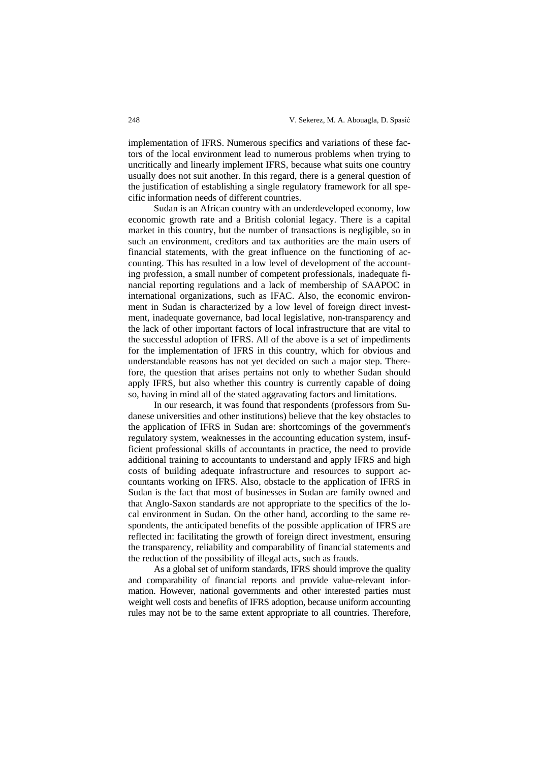implementation of IFRS. Numerous specifics and variations of these factors of the local environment lead to numerous problems when trying to uncritically and linearly implement IFRS, because what suits one country usually does not suit another. In this regard, there is a general question of the justification of establishing a single regulatory framework for all specific information needs of different countries.

Sudan is an African country with an underdeveloped economy, low economic growth rate and a British colonial legacy. There is a capital market in this country, but the number of transactions is negligible, so in such an environment, creditors and tax authorities are the main users of financial statements, with the great influence on the functioning of accounting. This has resulted in a low level of development of the accounting profession, a small number of competent professionals, inadequate financial reporting regulations and a lack of membership of SAAPOC in international organizations, such as IFAC. Also, the economic environment in Sudan is characterized by a low level of foreign direct investment, inadequate governance, bad local legislative, non-transparency and the lack of other important factors of local infrastructure that are vital to the successful adoption of IFRS. All of the above is a set of impediments for the implementation of IFRS in this country, which for obvious and understandable reasons has not yet decided on such a major step. Therefore, the question that arises pertains not only to whether Sudan should apply IFRS, but also whether this country is currently capable of doing so, having in mind all of the stated aggravating factors and limitations.

In our research, it was found that respondents (professors from Sudanese universities and other institutions) believe that the key obstacles to the application of IFRS in Sudan are: shortcomings of the government's regulatory system, weaknesses in the accounting education system, insufficient professional skills of accountants in practice, the need to provide additional training to accountants to understand and apply IFRS and high costs of building adequate infrastructure and resources to support accountants working on IFRS. Also, obstacle to the application of IFRS in Sudan is the fact that most of businesses in Sudan are family owned and that Anglo-Saxon standards are not appropriate to the specifics of the local environment in Sudan. On the other hand, according to the same respondents, the anticipated benefits of the possible application of IFRS are reflected in: facilitating the growth of foreign direct investment, ensuring the transparency, reliability and comparability of financial statements and the reduction of the possibility of illegal acts, such as frauds.

As a global set of uniform standards, IFRS should improve the quality and comparability of financial reports and provide value-relevant information. However, national governments and other interested parties must weight well costs and benefits of IFRS adoption, because uniform accounting rules may not be to the same extent appropriate to all countries. Therefore,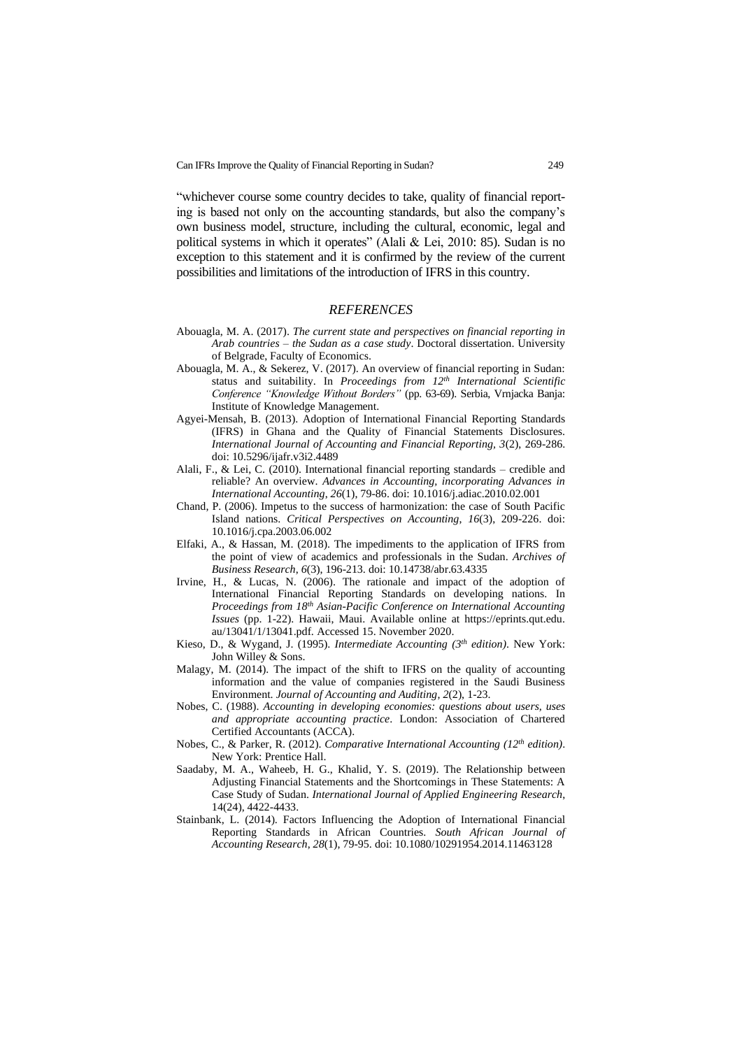"whichever course some country decides to take, quality of financial reporting is based not only on the accounting standards, but also the company's own business model, structure, including the cultural, economic, legal and political systems in which it operates" (Alali & Lei, 2010: 85). Sudan is no exception to this statement and it is confirmed by the review of the current possibilities and limitations of the introduction of IFRS in this country.

## *REFERENCES*

Abouagla, M. A. (2017). *The current state and perspectives on financial reporting in Arab countries – the Sudan as a case study*. Doctoral dissertation. University of Belgrade, Faculty of Economics.

Abouagla, M. A., & Sekerez, V. (2017). An overview of financial reporting in Sudan: status and suitability. In *Proceedings from 12th International Scientific Conference "Knowledge Without Borders"* (pp. 63-69). Serbia, Vrnjacka Banja: Institute of Knowledge Management.

Agyei-Mensah, B. (2013). Adoption of International Financial Reporting Standards (IFRS) in Ghana and the Quality of Financial Statements Disclosures. *International Journal of Accounting and Financial Reporting, 3*(2), 269-286. doi: 10.5296/ijafr.v3i2.4489

Alali, F., & Lei, C. (2010). International financial reporting standards – credible and reliable? An overview. *Advances in Accounting, incorporating Advances in International Accounting, 26*(1), 79-86. doi: 10.1016/j.adiac.2010.02.001

Chand, P. (2006). Impetus to the success of harmonization: the case of South Pacific Island nations. *Critical Perspectives on Accounting, 16*(3), 209-226. doi: 10.1016/j.cpa.2003.06.002

Elfaki, A., & Hassan, M. (2018). The impediments to the application of IFRS from the point of view of academics and professionals in the Sudan. *Archives of Business Research, 6*(3), 196-213. doi: 10.14738/abr.63.4335

Irvine, H., & Lucas, N. (2006). The rationale and impact of the adoption of International Financial Reporting Standards on developing nations. In *Proceedings from 18th Asian-Pacific Conference on International Accounting Issues* (pp. 1-22). Hawaii, Maui. Available online at https://eprints.qut.edu.au/13041/1/13041.pdf. Accessed 15. November 2020.

Kieso, D., & Wygand, J. (1995). *Intermediate Accounting (3th edition)*. New York: John Willey & Sons.

Malagy, M. (2014). The impact of the shift to IFRS on the quality of accounting information and the value of companies registered in the Saudi Business Environment. *Journal of Accounting and Auditing, 2*(2), 1-23.

Nobes, C. (1988). *Accounting in developing economies: questions about users, uses and appropriate accounting practice*. London: Association of Chartered Certified Accountants (ACCA).

Nobes, C., & Parker, R. (2012). *Comparative International Accounting (12th edition)*. New York: Prentice Hall.

Saadaby, M. A., Waheeb, H. G., Khalid, Y. S. (2019). The Relationship between Adjusting Financial Statements and the Shortcomings in These Statements: A Case Study of Sudan. *International Journal of Applied Engineering Research*, 14(24), 4422-4433.

Stainbank, L. (2014). Factors Influencing the Adoption of International Financial Reporting Standards in African Countries. *South African Journal of Accounting Research, 28*(1), 79-95. doi: 10.1080/10291954.2014.11463128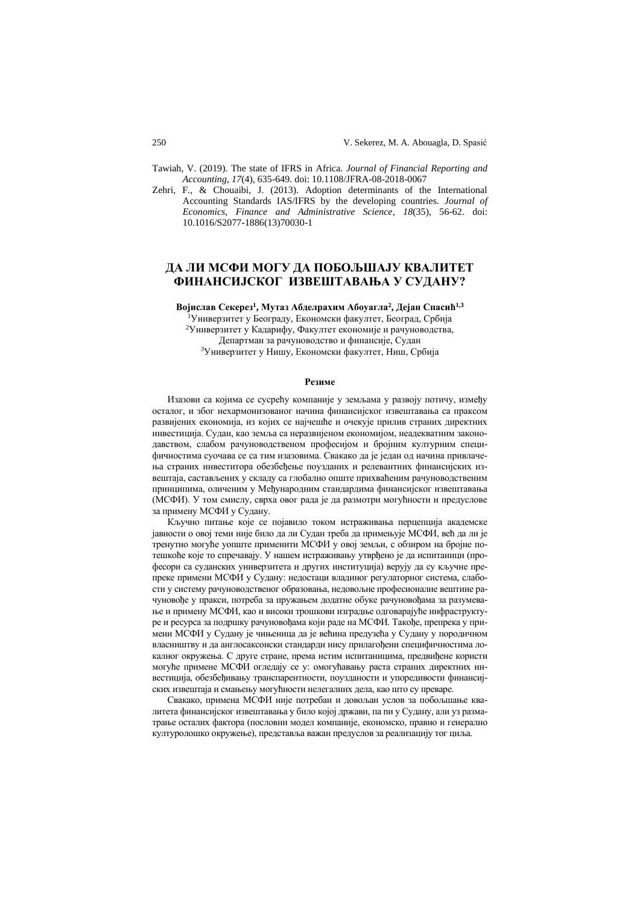Tawiah, V. (2019). The state of IFRS in Africa. *Journal of Financial Reporting and Accounting*, *17*(4), 635-649. doi: 10.1108/JFRA-08-2018-0067

Zehri, F., & Chouaibi, J. (2013). Adoption determinants of the International Accounting Standards IAS/IFRS by the developing countries. *Journal of Economics, Finance and Administrative Science, 18*(35), 56-62. doi: 10.1016/S2077-1886(13)70030-1

## ДА ЛИ МСФИ МОГУ ДА ПОБОЉШАЈУ КВАЛИТЕТ ФИНАНСИЈСКОГ ИЗВЕШТАВАЊА У СУДАНУ?

**Војислав Секерез[1], Мутаз Абделрахим Абоуагла[2], Дејан Спасић[1,3]**

[1]Универзитет у Београду, Економски факултет, Београд, Србија
[2]Универзитет у Кадарифу, Факултет економије и рачуноводства, Департман за рачуноводство и финансије, Судан
[3]Универзитет у Нишу, Економски факултет, Ниш, Србија

### Резиме

Изазови са којима се сусрећу компаније у земљама у развоју потичу, између осталог, и због нехармонизованог начина финансијског извештавања са праксом развијених економија, из којих се најчешће и очекује прилив страних директних инвестиција. Судан, као земља са неразвијеном економијом, неадекватним законодавством, слабом рачуноводственом професијом и бројним културним специфичностима суочава се са тим изазовима. Свакако да је један од начина привлачења страних инвеститора обезбеђење поузданих и релевантних финансијских извештаја, састављених у складу са глобално опште прихваћеним рачуноводственим принципима, оличеним у Међународним стандардима финансијског извештавања (МСФИ). У том смислу, сврха овог рада је да размотри могућности и предуслове за примену МСФИ у Судану.

Кључно питање које се појавило током истраживања перцепција академске јавности о овој теми није било да ли Судан треба да примењује МСФИ, већ да ли је тренутно могуће уопште применити МСФИ у овој земљи, с обзиром на бројне потешкоће које то спречавају. У нашем истраживању утврђено је да испитаници (професори са суданских универзитета и других институција) верују да су кључне препреке примени МСФИ у Судану: недостаци владиног регулаторног система, слабости у систему рачуноводственог образовања, недовољне професионалне вештине рачуновође у пракси, потреба за пружањем додатне обуке рачуновођама за разумевање и примену МСФИ, као и високи трошкови изградње одговарајуће инфраструктуре и ресурса за подршку рачуновођама који раде на МСФИ. Такође, препрека у примени МСФИ у Судану је чињеница да је већина предузећа у Судану у породичном власништву и да англосаксонски стандарди нису прилагођени специфичностима локалног окружења. С друге стране, према истим испитаницима, предвиђене користи могуће примене МСФИ огледају се у: омогућавању раста страних директних инвестиција, обезбеђивању транспарентности, поузданости и упоредивости финансијских извештаја и смањењу могућности нелегалних дела, као што су преваре.

Свакако, примена МСФИ није потребан и довољан услов за побољшање квалитета финансијског извештавања у било којој држави, па пи у Судану, али уз разматрање осталих фактора (пословни модел компаније, економско, правно и генерално културолошко окружење), представља важан предуслов за реализацију тог циља.